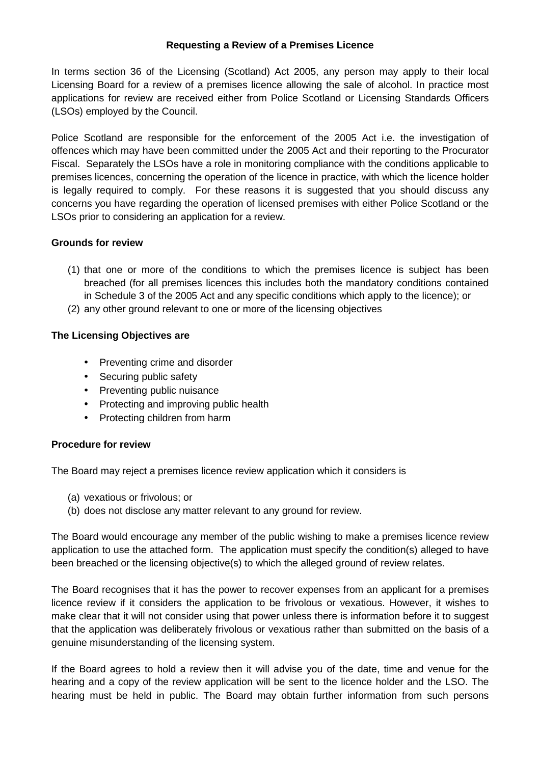# Requesting a Review of a Premises Licence

In terms section 36 of the Licensing (Scotland) Act 2005, any person may apply to their local Licensing Board for a review of a premises licence allowing the sale of alcohol. In practice most applications for review are received either from Police Scotland or Licensing Standards Officers (LSOs) employed by the Council.

Police Scotland are responsible for the enforcement of the 2005 Act i.e. the investigation of offences which may have been committed under the 2005 Act and their reporting to the Procurator Fiscal. Separately the LSOs have a role in monitoring compliance with the conditions applicable to premises licences, concerning the operation of the licence in practice, with which the licence holder is legally required to comply. For these reasons it is suggested that you should discuss any concerns you have regarding the operation of licensed premises with either Police Scotland or the LSOs prior to considering an application for a review.

## Grounds for review

(1) that one or more of the conditions to which the premises licence is subject has been breached (for all premises licences this includes both the mandatory conditions contained in Schedule 3 of the 2005 Act and any specific conditions which apply to the licence); or
(2) any other ground relevant to one or more of the licensing objectives

## The Licensing Objectives are

- Preventing crime and disorder
- Securing public safety
- Preventing public nuisance
- Protecting and improving public health
- Protecting children from harm

## Procedure for review

The Board may reject a premises licence review application which it considers is

(a) vexatious or frivolous; or
(b) does not disclose any matter relevant to any ground for review.

The Board would encourage any member of the public wishing to make a premises licence review application to use the attached form. The application must specify the condition(s) alleged to have been breached or the licensing objective(s) to which the alleged ground of review relates.

The Board recognises that it has the power to recover expenses from an applicant for a premises licence review if it considers the application to be frivolous or vexatious. However, it wishes to make clear that it will not consider using that power unless there is information before it to suggest that the application was deliberately frivolous or vexatious rather than submitted on the basis of a genuine misunderstanding of the licensing system.

If the Board agrees to hold a review then it will advise you of the date, time and venue for the hearing and a copy of the review application will be sent to the licence holder and the LSO. The hearing must be held in public. The Board may obtain further information from such persons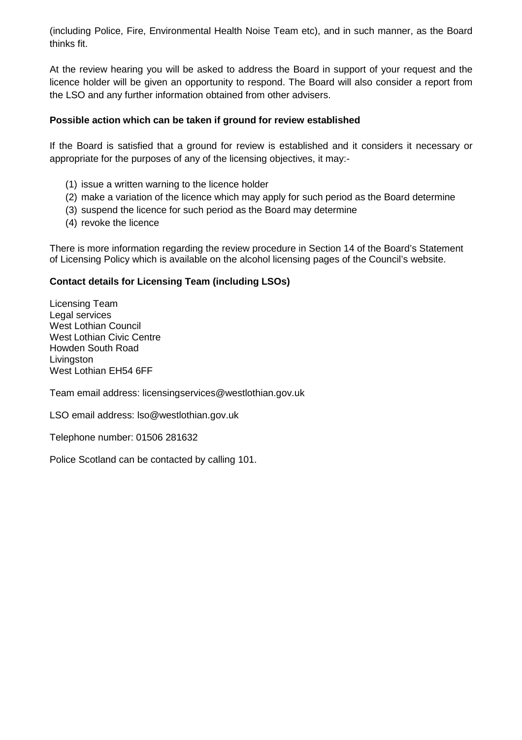(including Police, Fire, Environmental Health Noise Team etc), and in such manner, as the Board thinks fit.

At the review hearing you will be asked to address the Board in support of your request and the licence holder will be given an opportunity to respond. The Board will also consider a report from the LSO and any further information obtained from other advisers.

**Possible action which can be taken if ground for review established**

If the Board is satisfied that a ground for review is established and it considers it necessary or appropriate for the purposes of any of the licensing objectives, it may:-

(1) issue a written warning to the licence holder
(2) make a variation of the licence which may apply for such period as the Board determine
(3) suspend the licence for such period as the Board may determine
(4) revoke the licence

There is more information regarding the review procedure in Section 14 of the Board's Statement of Licensing Policy which is available on the alcohol licensing pages of the Council's website.

**Contact details for Licensing Team (including LSOs)**

Licensing Team
Legal services
West Lothian Council
West Lothian Civic Centre
Howden South Road
Livingston
West Lothian EH54 6FF

Team email address: licensingservices@westlothian.gov.uk

LSO email address: lso@westlothian.gov.uk

Telephone number: 01506 281632

Police Scotland can be contacted by calling 101.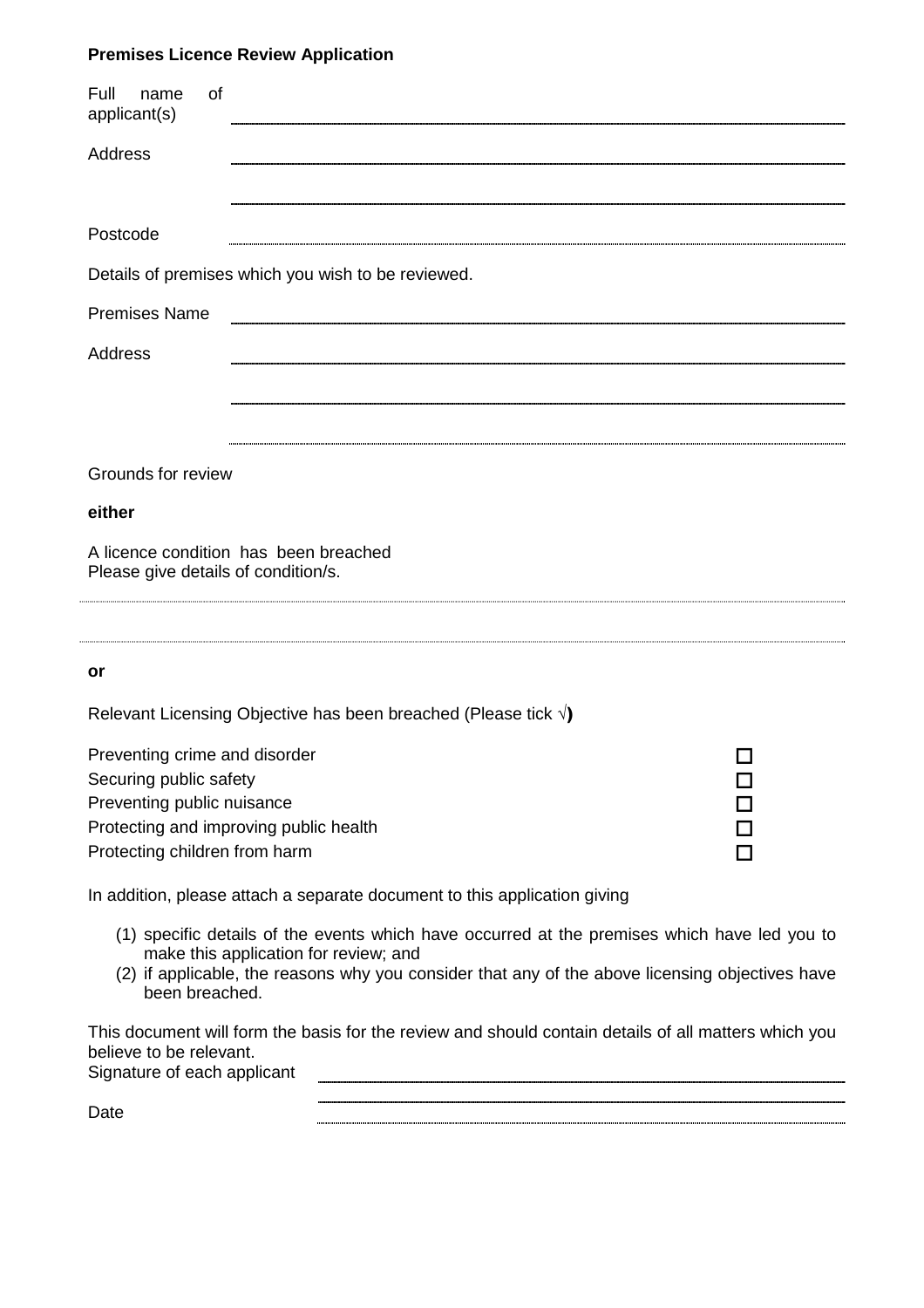**Premises Licence Review Application**

Full name of applicant(s) ______________________________

Address ______________________________

______________________________

Postcode ______________________________

Details of premises which you wish to be reviewed.

Premises Name ______________________________

Address ______________________________

______________________________

______________________________

Grounds for review

**either**

A licence condition has been breached
Please give details of condition/s.

______________________________

______________________________

**or**

Relevant Licensing Objective has been breached (Please tick √**)**

| | |
|---|---|
| Preventing crime and disorder | ☐ |
| Securing public safety | ☐ |
| Preventing public nuisance | ☐ |
| Protecting and improving public health | ☐ |
| Protecting children from harm | ☐ |

In addition, please attach a separate document to this application giving

1. specific details of the events which have occurred at the premises which have led you to make this application for review; and
2. if applicable, the reasons why you consider that any of the above licensing objectives have been breached.

This document will form the basis for the review and should contain details of all matters which you believe to be relevant.

Signature of each applicant ______________________________

______________________________

Date ______________________________